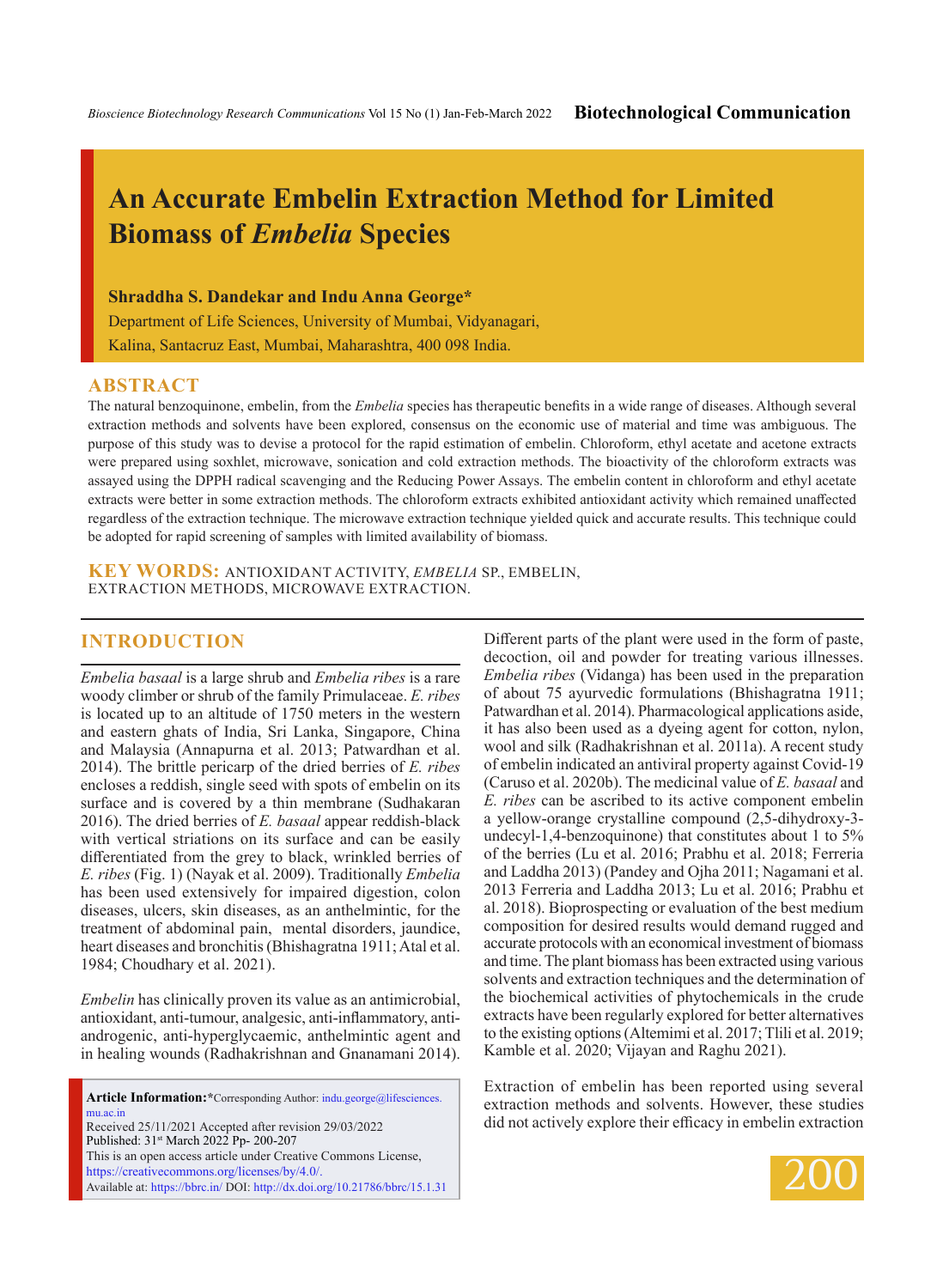# An Accurate Embelin Extraction Method for Limited Biomass of *Embelia* Species

**Shraddha S. Dandekar and Indu Anna George***

Department of Life Sciences, University of Mumbai, Vidyanagari, Kalina, Santacruz East, Mumbai, Maharashtra, 400 098 India.

## ABSTRACT

The natural benzoquinone, embelin, from the *Embelia* species has therapeutic benefits in a wide range of diseases. Although several extraction methods and solvents have been explored, consensus on the economic use of material and time was ambiguous. The purpose of this study was to devise a protocol for the rapid estimation of embelin. Chloroform, ethyl acetate and acetone extracts were prepared using soxhlet, microwave, sonication and cold extraction methods. The bioactivity of the chloroform extracts was assayed using the DPPH radical scavenging and the Reducing Power Assays. The embelin content in chloroform and ethyl acetate extracts were better in some extraction methods. The chloroform extracts exhibited antioxidant activity which remained unaffected regardless of the extraction technique. The microwave extraction technique yielded quick and accurate results. This technique could be adopted for rapid screening of samples with limited availability of biomass.

**KEY WORDS:** ANTIOXIDANT ACTIVITY, *EMBELIA* SP., EMBELIN, EXTRACTION METHODS, MICROWAVE EXTRACTION.

## INTRODUCTION

*Embelia basaal* is a large shrub and *Embelia ribes* is a rare woody climber or shrub of the family Primulaceae. *E. ribes* is located up to an altitude of 1750 meters in the western and eastern ghats of India, Sri Lanka, Singapore, China and Malaysia (Annapurna et al. 2013; Patwardhan et al. 2014). The brittle pericarp of the dried berries of *E. ribes* encloses a reddish, single seed with spots of embelin on its surface and is covered by a thin membrane (Sudhakaran 2016). The dried berries of *E. basaal* appear reddish-black with vertical striations on its surface and can be easily differentiated from the grey to black, wrinkled berries of *E. ribes* (Fig. 1) (Nayak et al. 2009). Traditionally *Embelia* has been used extensively for impaired digestion, colon diseases, ulcers, skin diseases, as an anthelmintic, for the treatment of abdominal pain, mental disorders, jaundice, heart diseases and bronchitis (Bhishagratna 1911; Atal et al. 1984; Choudhary et al. 2021).

*Embelin* has clinically proven its value as an antimicrobial, antioxidant, anti-tumour, analgesic, anti-inflammatory, anti-androgenic, anti-hyperglycaemic, anthelmintic agent and in healing wounds (Radhakrishnan and Gnanamani 2014). Different parts of the plant were used in the form of paste, decoction, oil and powder for treating various illnesses. *Embelia ribes* (Vidanga) has been used in the preparation of about 75 ayurvedic formulations (Bhishagratna 1911; Patwardhan et al. 2014). Pharmacological applications aside, it has also been used as a dyeing agent for cotton, nylon, wool and silk (Radhakrishnan et al. 2011a). A recent study of embelin indicated an antiviral property against Covid-19 (Caruso et al. 2020b). The medicinal value of *E. basaal* and *E. ribes* can be ascribed to its active component embelin a yellow-orange crystalline compound (2,5-dihydroxy-3-undecyl-1,4-benzoquinone) that constitutes about 1 to 5% of the berries (Lu et al. 2016; Prabhu et al. 2018; Ferreria and Laddha 2013) (Pandey and Ojha 2011; Nagamani et al. 2013 Ferreria and Laddha 2013; Lu et al. 2016; Prabhu et al. 2018). Bioprospecting or evaluation of the best medium composition for desired results would demand rugged and accurate protocols with an economical investment of biomass and time. The plant biomass has been extracted using various solvents and extraction techniques and the determination of the biochemical activities of phytochemicals in the crude extracts have been regularly explored for better alternatives to the existing options (Altemimi et al. 2017; Tlili et al. 2019; Kamble et al. 2020; Vijayan and Raghu 2021).

Extraction of embelin has been reported using several extraction methods and solvents. However, these studies did not actively explore their efficacy in embelin extraction

**Article Information:***Corresponding Author: indu.george@lifesciences.mu.ac.in
Received 25/11/2021 Accepted after revision 29/03/2022
Published: 31st March 2022 Pp- 200-207
This is an open access article under Creative Commons License, https://creativecommons.org/licenses/by/4.0/.
Available at: https://bbrc.in/ DOI: http://dx.doi.org/10.21786/bbrc/15.1.31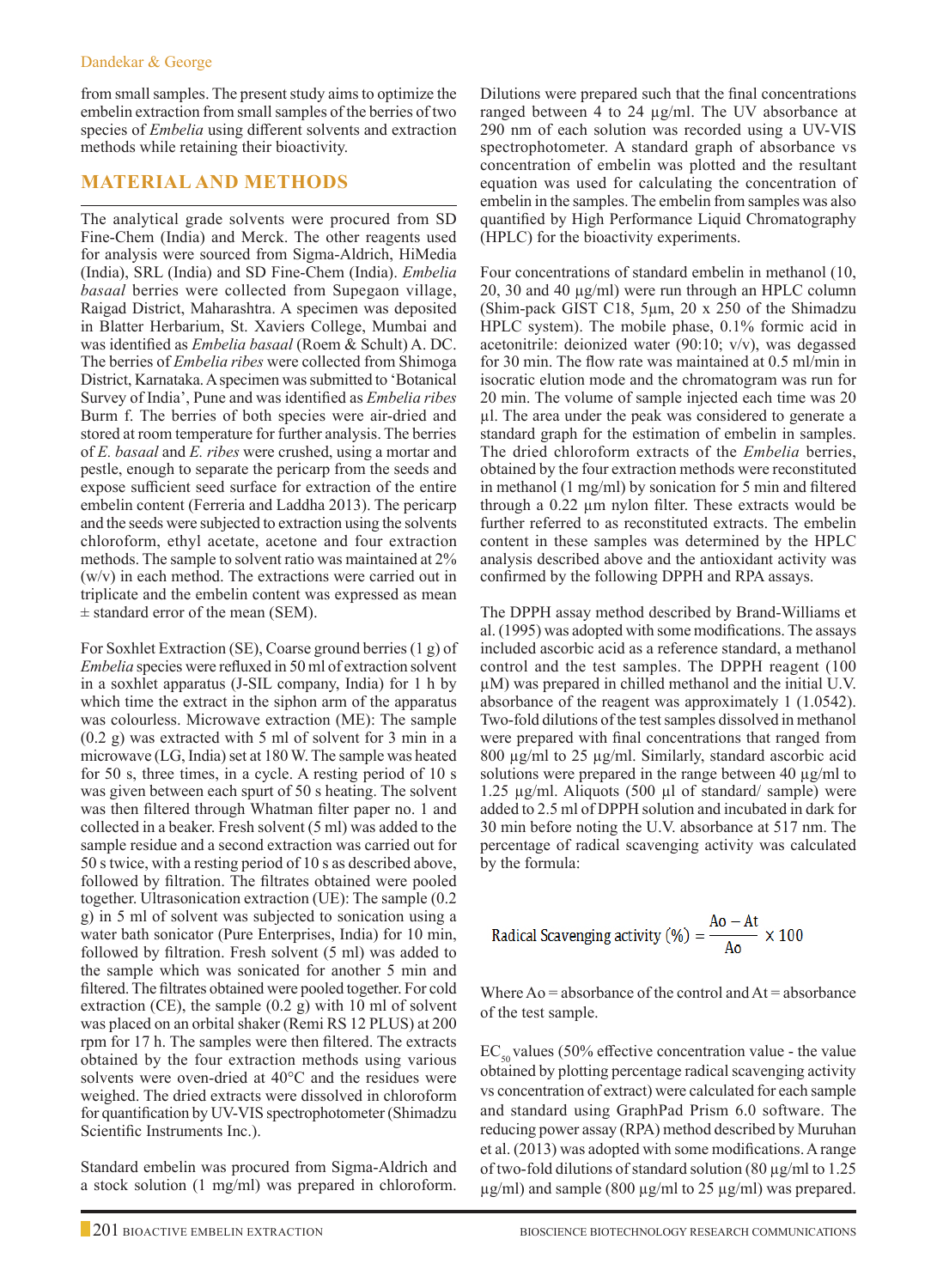from small samples. The present study aims to optimize the embelin extraction from small samples of the berries of two species of *Embelia* using different solvents and extraction methods while retaining their bioactivity.

## MATERIAL AND METHODS

The analytical grade solvents were procured from SD Fine-Chem (India) and Merck. The other reagents used for analysis were sourced from Sigma-Aldrich, HiMedia (India), SRL (India) and SD Fine-Chem (India). *Embelia basaal* berries were collected from Supegaon village, Raigad District, Maharashtra. A specimen was deposited in Blatter Herbarium, St. Xaviers College, Mumbai and was identified as *Embelia basaal* (Roem & Schult) A. DC. The berries of *Embelia ribes* were collected from Shimoga District, Karnataka. A specimen was submitted to 'Botanical Survey of India', Pune and was identified as *Embelia ribes* Burm f. The berries of both species were air-dried and stored at room temperature for further analysis. The berries of *E. basaal* and *E. ribes* were crushed, using a mortar and pestle, enough to separate the pericarp from the seeds and expose sufficient seed surface for extraction of the entire embelin content (Ferreria and Laddha 2013). The pericarp and the seeds were subjected to extraction using the solvents chloroform, ethyl acetate, acetone and four extraction methods. The sample to solvent ratio was maintained at 2% (w/v) in each method. The extractions were carried out in triplicate and the embelin content was expressed as mean ± standard error of the mean (SEM).

For Soxhlet Extraction (SE), Coarse ground berries (1 g) of *Embelia* species were refluxed in 50 ml of extraction solvent in a soxhlet apparatus (J-SIL company, India) for 1 h by which time the extract in the siphon arm of the apparatus was colourless. Microwave extraction (ME): The sample (0.2 g) was extracted with 5 ml of solvent for 3 min in a microwave (LG, India) set at 180 W. The sample was heated for 50 s, three times, in a cycle. A resting period of 10 s was given between each spurt of 50 s heating. The solvent was then filtered through Whatman filter paper no. 1 and collected in a beaker. Fresh solvent (5 ml) was added to the sample residue and a second extraction was carried out for 50 s twice, with a resting period of 10 s as described above, followed by filtration. The filtrates obtained were pooled together. Ultrasonication extraction (UE): The sample (0.2 g) in 5 ml of solvent was subjected to sonication using a water bath sonicator (Pure Enterprises, India) for 10 min, followed by filtration. Fresh solvent (5 ml) was added to the sample which was sonicated for another 5 min and filtered. The filtrates obtained were pooled together. For cold extraction (CE), the sample (0.2 g) with 10 ml of solvent was placed on an orbital shaker (Remi RS 12 PLUS) at 200 rpm for 17 h. The samples were then filtered. The extracts obtained by the four extraction methods using various solvents were oven-dried at 40°C and the residues were weighed. The dried extracts were dissolved in chloroform for quantification by UV-VIS spectrophotometer (Shimadzu Scientific Instruments Inc.).

Standard embelin was procured from Sigma-Aldrich and a stock solution (1 mg/ml) was prepared in chloroform. Dilutions were prepared such that the final concentrations ranged between 4 to 24 µg/ml. The UV absorbance at 290 nm of each solution was recorded using a UV-VIS spectrophotometer. A standard graph of absorbance vs concentration of embelin was plotted and the resultant equation was used for calculating the concentration of embelin in the samples. The embelin from samples was also quantified by High Performance Liquid Chromatography (HPLC) for the bioactivity experiments.

Four concentrations of standard embelin in methanol (10, 20, 30 and 40 µg/ml) were run through an HPLC column (Shim-pack GIST C18, 5µm, 20 x 250 of the Shimadzu HPLC system). The mobile phase, 0.1% formic acid in acetonitrile: deionized water (90:10; v/v), was degassed for 30 min. The flow rate was maintained at 0.5 ml/min in isocratic elution mode and the chromatogram was run for 20 min. The volume of sample injected each time was 20 µl. The area under the peak was considered to generate a standard graph for the estimation of embelin in samples. The dried chloroform extracts of the *Embelia* berries, obtained by the four extraction methods were reconstituted in methanol (1 mg/ml) by sonication for 5 min and filtered through a 0.22 µm nylon filter. These extracts would be further referred to as reconstituted extracts. The embelin content in these samples was determined by the HPLC analysis described above and the antioxidant activity was confirmed by the following DPPH and RPA assays.

The DPPH assay method described by Brand-Williams et al. (1995) was adopted with some modifications. The assays included ascorbic acid as a reference standard, a methanol control and the test samples. The DPPH reagent (100 µM) was prepared in chilled methanol and the initial U.V. absorbance of the reagent was approximately 1 (1.0542). Two-fold dilutions of the test samples dissolved in methanol were prepared with final concentrations that ranged from 800 µg/ml to 25 µg/ml. Similarly, standard ascorbic acid solutions were prepared in the range between 40 µg/ml to 1.25 µg/ml. Aliquots (500 µl of standard/ sample) were added to 2.5 ml of DPPH solution and incubated in dark for 30 min before noting the U.V. absorbance at 517 nm. The percentage of radical scavenging activity was calculated by the formula:

$$\text{Radical Scavenging activity (\%)} = \frac{Ao - At}{Ao} \times 100$$

Where Ao = absorbance of the control and At = absorbance of the test sample.

$EC_{50}$ values (50% effective concentration value - the value obtained by plotting percentage radical scavenging activity vs concentration of extract) were calculated for each sample and standard using GraphPad Prism 6.0 software. The reducing power assay (RPA) method described by Muruhan et al. (2013) was adopted with some modifications. A range of two-fold dilutions of standard solution (80 µg/ml to 1.25 µg/ml) and sample (800 µg/ml to 25 µg/ml) was prepared.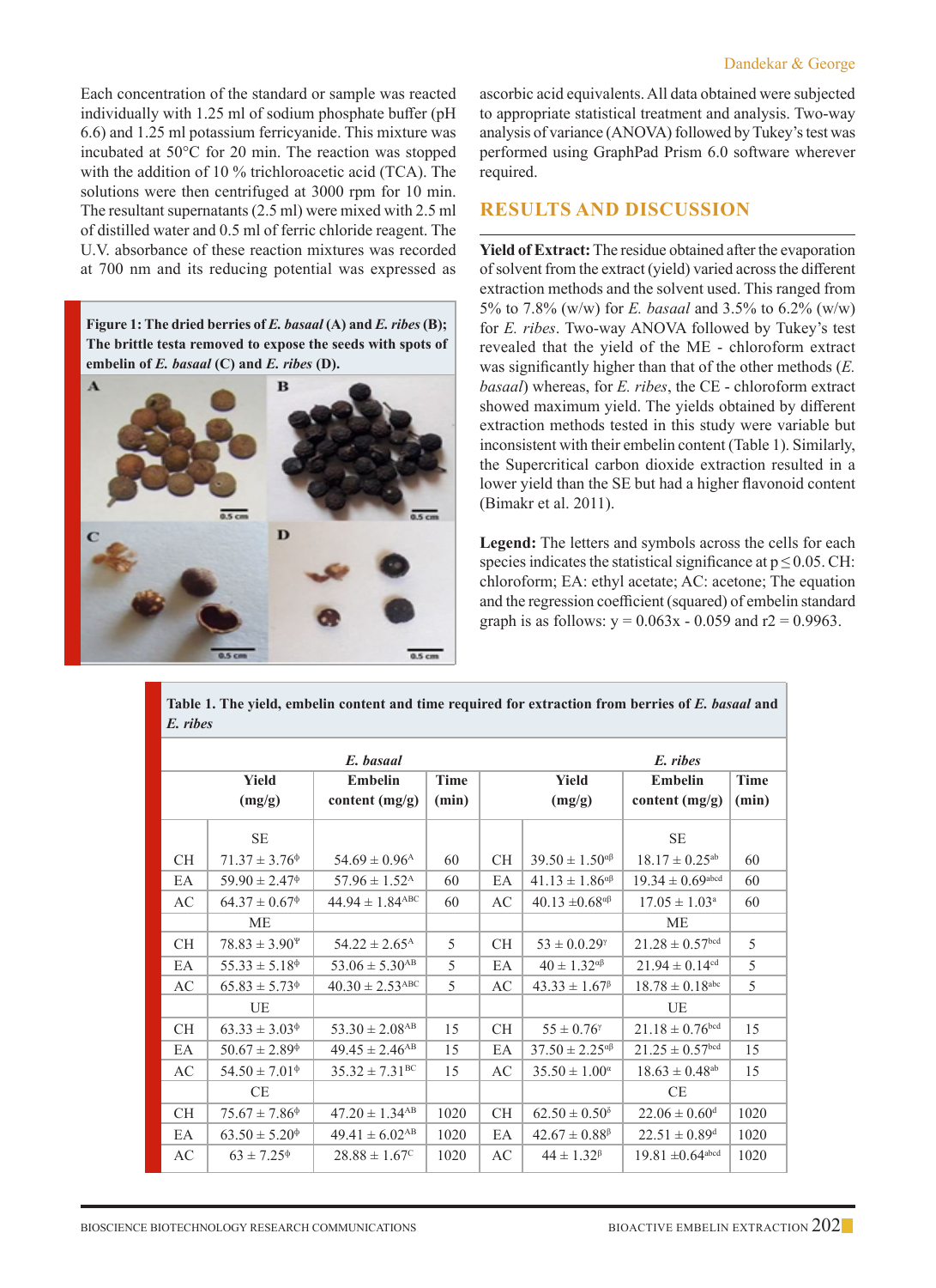Each concentration of the standard or sample was reacted individually with 1.25 ml of sodium phosphate buffer (pH 6.6) and 1.25 ml potassium ferricyanide. This mixture was incubated at 50°C for 20 min. The reaction was stopped with the addition of 10 % trichloroacetic acid (TCA). The solutions were then centrifuged at 3000 rpm for 10 min. The resultant supernatants (2.5 ml) were mixed with 2.5 ml of distilled water and 0.5 ml of ferric chloride reagent. The U.V. absorbance of these reaction mixtures was recorded at 700 nm and its reducing potential was expressed as ascorbic acid equivalents. All data obtained were subjected to appropriate statistical treatment and analysis. Two-way analysis of variance (ANOVA) followed by Tukey's test was performed using GraphPad Prism 6.0 software wherever required.

**Figure 1: The dried berries of *E. basaal* (A) and *E. ribes* (B); The brittle testa removed to expose the seeds with spots of embelin of *E. basaal* (C) and *E. ribes* (D).**

## RESULTS AND DISCUSSION

**Yield of Extract:** The residue obtained after the evaporation of solvent from the extract (yield) varied across the different extraction methods and the solvent used. This ranged from 5% to 7.8% (w/w) for *E. basaal* and 3.5% to 6.2% (w/w) for *E. ribes*. Two-way ANOVA followed by Tukey's test revealed that the yield of the ME - chloroform extract was significantly higher than that of the other methods (*E. basaal*) whereas, for *E. ribes*, the CE - chloroform extract showed maximum yield. The yields obtained by different extraction methods tested in this study were variable but inconsistent with their embelin content (Table 1). Similarly, the Supercritical carbon dioxide extraction resulted in a lower yield than the SE but had a higher flavonoid content (Bimakr et al. 2011).

**Legend:** The letters and symbols across the cells for each species indicates the statistical significance at $p \leq 0.05$. CH: chloroform; EA: ethyl acetate; AC: acetone; The equation and the regression coefficient (squared) of embelin standard graph is as follows: $y = 0.063x - 0.059$ and $r2 = 0.9963$.

**Table 1. The yield, embelin content and time required for extraction from berries of *E. basaal* and *E. ribes***

| | *E. basaal* | | | | *E. ribes* | | |
|---|---|---|---|---|---|---|---|
| | Yield (mg/g) | Embelin content (mg/g) | Time (min) | | Yield (mg/g) | Embelin content (mg/g) | Time (min) |
| | SE | | | | | SE | |
| CH | 71.37 ± 3.76$^{\phi}$ | 54.69 ± 0.96$^{A}$ | 60 | CH | 39.50 ± 1.50$^{\alpha\beta}$ | 18.17 ± 0.25$^{ab}$ | 60 |
| EA | 59.90 ± 2.47$^{\phi}$ | 57.96 ± 1.52$^{A}$ | 60 | EA | 41.13 ± 1.86$^{\alpha\beta}$ | 19.34 ± 0.69$^{abcd}$ | 60 |
| AC | 64.37 ± 0.67$^{\phi}$ | 44.94 ± 1.84$^{ABC}$ | 60 | AC | 40.13 ±0.68$^{\alpha\beta}$ | 17.05 ± 1.03$^{a}$ | 60 |
| | ME | | | | | ME | |
| CH | 78.83 ± 3.90$^{\psi}$ | 54.22 ± 2.65$^{A}$ | 5 | CH | 53 ± 0.0.29$^{\gamma}$ | 21.28 ± 0.57$^{bcd}$ | 5 |
| EA | 55.33 ± 5.18$^{\phi}$ | 53.06 ± 5.30$^{AB}$ | 5 | EA | 40 ± 1.32$^{\alpha\beta}$ | 21.94 ± 0.14$^{cd}$ | 5 |
| AC | 65.83 ± 5.73$^{\phi}$ | 40.30 ± 2.53$^{ABC}$ | 5 | AC | 43.33 ± 1.67$^{\beta}$ | 18.78 ± 0.18$^{abc}$ | 5 |
| | UE | | | | | UE | |
| CH | 63.33 ± 3.03$^{\phi}$ | 53.30 ± 2.08$^{AB}$ | 15 | CH | 55 ± 0.76$^{\gamma}$ | 21.18 ± 0.76$^{bcd}$ | 15 |
| EA | 50.67 ± 2.89$^{\phi}$ | 49.45 ± 2.46$^{AB}$ | 15 | EA | 37.50 ± 2.25$^{\alpha\beta}$ | 21.25 ± 0.57$^{bcd}$ | 15 |
| AC | 54.50 ± 7.01$^{\phi}$ | 35.32 ± 7.31$^{BC}$ | 15 | AC | 35.50 ± 1.00$^{\alpha}$ | 18.63 ± 0.48$^{ab}$ | 15 |
| | CE | | | | | CE | |
| CH | 75.67 ± 7.86$^{\phi}$ | 47.20 ± 1.34$^{AB}$ | 1020 | CH | 62.50 ± 0.50$^{\delta}$ | 22.06 ± 0.60$^{d}$ | 1020 |
| EA | 63.50 ± 5.20$^{\phi}$ | 49.41 ± 6.02$^{AB}$ | 1020 | EA | 42.67 ± 0.88$^{\beta}$ | 22.51 ± 0.89$^{d}$ | 1020 |
| AC | 63 ± 7.25$^{\phi}$ | 28.88 ± 1.67$^{C}$ | 1020 | AC | 44 ± 1.32$^{\beta}$ | 19.81 ±0.64$^{abcd}$ | 1020 |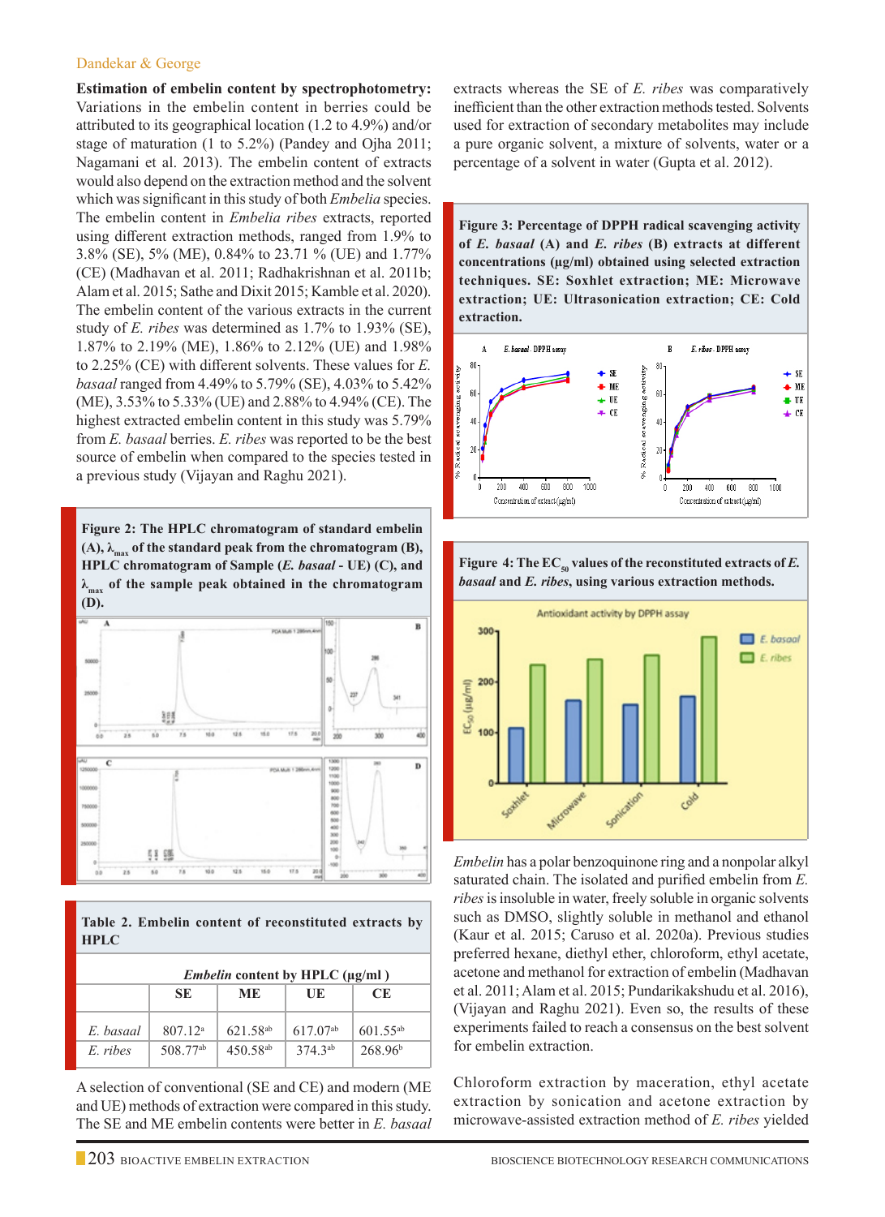**Estimation of embelin content by spectrophotometry:** Variations in the embelin content in berries could be attributed to its geographical location (1.2 to 4.9%) and/or stage of maturation (1 to 5.2%) (Pandey and Ojha 2011; Nagamani et al. 2013). The embelin content of extracts would also depend on the extraction method and the solvent which was significant in this study of both *Embelia* species. The embelin content in *Embelia ribes* extracts, reported using different extraction methods, ranged from 1.9% to 3.8% (SE), 5% (ME), 0.84% to 23.71 % (UE) and 1.77% (CE) (Madhavan et al. 2011; Radhakrishnan et al. 2011b; Alam et al. 2015; Sathe and Dixit 2015; Kamble et al. 2020). The embelin content of the various extracts in the current study of *E. ribes* was determined as 1.7% to 1.93% (SE), 1.87% to 2.19% (ME), 1.86% to 2.12% (UE) and 1.98% to 2.25% (CE) with different solvents. These values for *E. basaal* ranged from 4.49% to 5.79% (SE), 4.03% to 5.42% (ME), 3.53% to 5.33% (UE) and 2.88% to 4.94% (CE). The highest extracted embelin content in this study was 5.79% from *E. basaal* berries. *E. ribes* was reported to be the best source of embelin when compared to the species tested in a previous study (Vijayan and Raghu 2021).

**Figure 2: The HPLC chromatogram of standard embelin (A), $\lambda_{max}$ of the standard peak from the chromatogram (B), HPLC chromatogram of Sample (*E. basaal* - UE) (C), and $\lambda_{max}$ of the sample peak obtained in the chromatogram (D).**

**Table 2. Embelin content of reconstituted extracts by HPLC**

| | *Embelin* content by HPLC (µg/ml ) | | | |
|---|---|---|---|---|
| | SE | ME | UE | CE |
| *E. basaal* | 807.12[a] | 621.58[ab] | 617.07[ab] | 601.55[ab] |
| *E. ribes* | 508.77[ab] | 450.58[ab] | 374.3[ab] | 268.96[b] |

A selection of conventional (SE and CE) and modern (ME and UE) methods of extraction were compared in this study. The SE and ME embelin contents were better in *E. basaal* extracts whereas the SE of *E. ribes* was comparatively inefficient than the other extraction methods tested. Solvents used for extraction of secondary metabolites may include a pure organic solvent, a mixture of solvents, water or a percentage of a solvent in water (Gupta et al. 2012).

**Figure 3: Percentage of DPPH radical scavenging activity of *E. basaal* (A) and *E. ribes* (B) extracts at different concentrations (µg/ml) obtained using selected extraction techniques. SE: Soxhlet extraction; ME: Microwave extraction; UE: Ultrasonication extraction; CE: Cold extraction.**

**Figure 4: The $EC_{50}$ values of the reconstituted extracts of *E. basaal* and *E. ribes*, using various extraction methods.**

*Embelin* has a polar benzoquinone ring and a nonpolar alkyl saturated chain. The isolated and purified embelin from *E. ribes* is insoluble in water, freely soluble in organic solvents such as DMSO, slightly soluble in methanol and ethanol (Kaur et al. 2015; Caruso et al. 2020a). Previous studies preferred hexane, diethyl ether, chloroform, ethyl acetate, acetone and methanol for extraction of embelin (Madhavan et al. 2011; Alam et al. 2015; Pundarikakshudu et al. 2016), (Vijayan and Raghu 2021). Even so, the results of these experiments failed to reach a consensus on the best solvent for embelin extraction.

Chloroform extraction by maceration, ethyl acetate extraction by sonication and acetone extraction by microwave-assisted extraction method of *E. ribes* yielded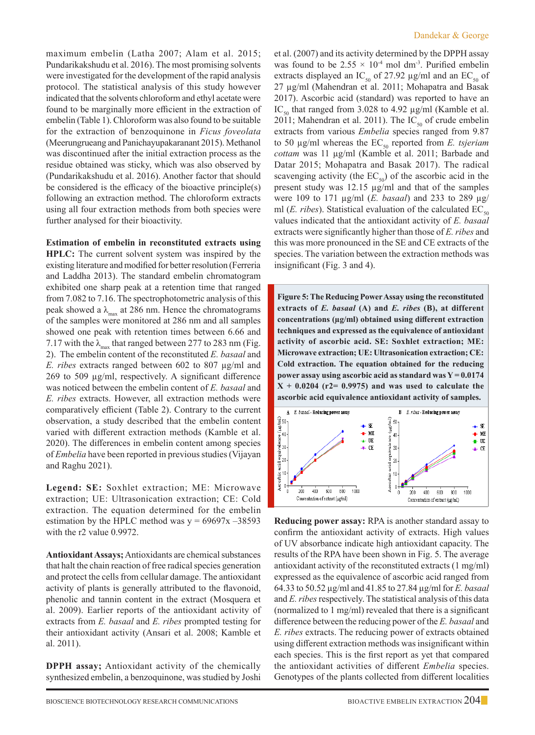maximum embelin (Latha 2007; Alam et al. 2015; Pundarikakshudu et al. 2016). The most promising solvents were investigated for the development of the rapid analysis protocol. The statistical analysis of this study however indicated that the solvents chloroform and ethyl acetate were found to be marginally more efficient in the extraction of embelin (Table 1). Chloroform was also found to be suitable for the extraction of benzoquinone in *Ficus foveolata* (Meerungrueang and Panichayupakaranant 2015). Methanol was discontinued after the initial extraction process as the residue obtained was sticky, which was also observed by (Pundarikakshudu et al. 2016). Another factor that should be considered is the efficacy of the bioactive principle(s) following an extraction method. The chloroform extracts using all four extraction methods from both species were further analysed for their bioactivity.

**Estimation of embelin in reconstituted extracts using HPLC:** The current solvent system was inspired by the existing literature and modified for better resolution (Ferreria and Laddha 2013). The standard embelin chromatogram exhibited one sharp peak at a retention time that ranged from 7.082 to 7.16. The spectrophotometric analysis of this peak showed a $\lambda_{max}$ at 286 nm. Hence the chromatograms of the samples were monitored at 286 nm and all samples showed one peak with retention times between 6.66 and 7.17 with the $\lambda_{max}$ that ranged between 277 to 283 nm (Fig. 2). The embelin content of the reconstituted *E. basaal* and *E. ribes* extracts ranged between 602 to 807 µg/ml and 269 to 509 µg/ml, respectively. A significant difference was noticed between the embelin content of *E. basaal* and *E. ribes* extracts. However, all extraction methods were comparatively efficient (Table 2). Contrary to the current observation, a study described that the embelin content varied with different extraction methods (Kamble et al. 2020). The differences in embelin content among species of *Embelia* have been reported in previous studies (Vijayan and Raghu 2021).

**Legend: SE:** Soxhlet extraction; ME: Microwave extraction; UE: Ultrasonication extraction; CE: Cold extraction. The equation determined for the embelin estimation by the HPLC method was y = 69697x –38593 with the r2 value 0.9972.

**Antioxidant Assays;** Antioxidants are chemical substances that halt the chain reaction of free radical species generation and protect the cells from cellular damage. The antioxidant activity of plants is generally attributed to the flavonoid, phenolic and tannin content in the extract (Mosquera et al. 2009). Earlier reports of the antioxidant activity of extracts from *E. basaal* and *E. ribes* prompted testing for their antioxidant activity (Ansari et al. 2008; Kamble et al. 2011).

**DPPH assay;** Antioxidant activity of the chemically synthesized embelin, a benzoquinone, was studied by Joshi et al. (2007) and its activity determined by the DPPH assay was found to be $2.55 \times 10^{-4}$ mol dm$^{-3}$. Purified embelin extracts displayed an $IC_{50}$ of 27.92 µg/ml and an $EC_{50}$ of 27 µg/ml (Mahendran et al. 2011; Mohapatra and Basak 2017). Ascorbic acid (standard) was reported to have an $IC_{50}$ that ranged from 3.028 to 4.92 µg/ml (Kamble et al. 2011; Mahendran et al. 2011). The $IC_{50}$ of crude embelin extracts from various *Embelia* species ranged from 9.87 to 50 µg/ml whereas the $EC_{50}$ reported from *E. tsjeriam cottam* was 11 µg/ml (Kamble et al. 2011; Barbade and Datar 2015; Mohapatra and Basak 2017). The radical scavenging activity (the $EC_{50}$) of the ascorbic acid in the present study was 12.15 µg/ml and that of the samples were 109 to 171 µg/ml (*E. basaal*) and 233 to 289 µg/ml (*E. ribes*). Statistical evaluation of the calculated $EC_{50}$ values indicated that the antioxidant activity of *E. basaal* extracts were significantly higher than those of *E. ribes* and this was more pronounced in the SE and CE extracts of the species. The variation between the extraction methods was insignificant (Fig. 3 and 4).

**Figure 5: The Reducing Power Assay using the reconstituted extracts of *E. basaal* (A) and *E. ribes* (B), at different concentrations (µg/ml) obtained using different extraction techniques and expressed as the equivalence of antioxidant activity of ascorbic acid. SE: Soxhlet extraction; ME: Microwave extraction; UE: Ultrasonication extraction; CE: Cold extraction. The equation obtained for the reducing power assay using ascorbic acid as standard was Y = 0.0174 X + 0.0204 (r2= 0.9975) and was used to calculate the ascorbic acid equivalence antioxidant activity of samples.**

**Reducing power assay:** RPA is another standard assay to confirm the antioxidant activity of extracts. High values of UV absorbance indicate high antioxidant capacity. The results of the RPA have been shown in Fig. 5. The average antioxidant activity of the reconstituted extracts (1 mg/ml) expressed as the equivalence of ascorbic acid ranged from 64.33 to 50.52 µg/ml and 41.85 to 27.84 µg/ml for *E. basaal* and *E. ribes* respectively. The statistical analysis of this data (normalized to 1 mg/ml) revealed that there is a significant difference between the reducing power of the *E. basaal* and *E. ribes* extracts. The reducing power of extracts obtained using different extraction methods was insignificant within each species. This is the first report as yet that compared the antioxidant activities of different *Embelia* species. Genotypes of the plants collected from different localities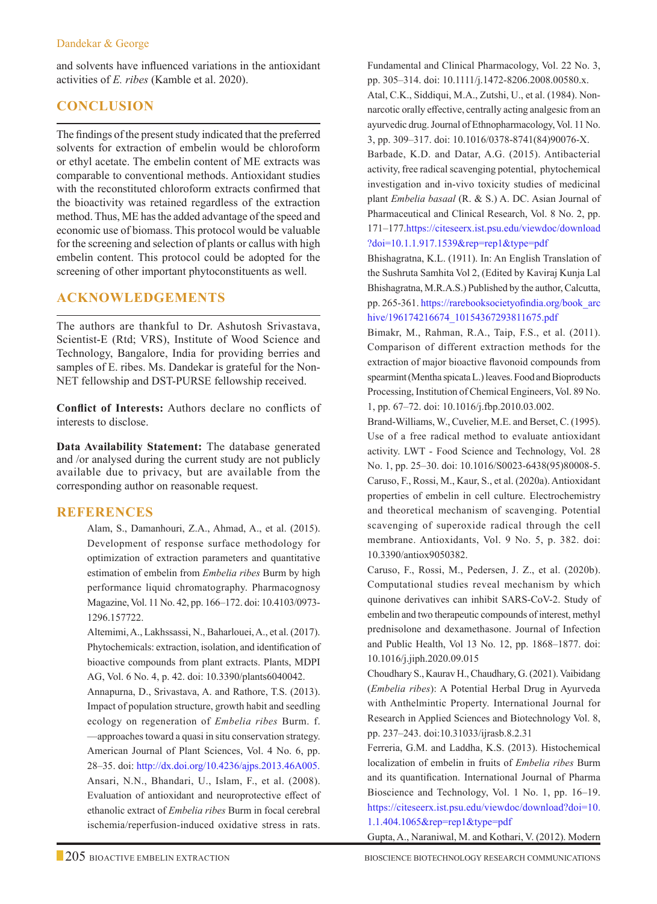and solvents have influenced variations in the antioxidant activities of *E. ribes* (Kamble et al. 2020).

## CONCLUSION

The findings of the present study indicated that the preferred solvents for extraction of embelin would be chloroform or ethyl acetate. The embelin content of ME extracts was comparable to conventional methods. Antioxidant studies with the reconstituted chloroform extracts confirmed that the bioactivity was retained regardless of the extraction method. Thus, ME has the added advantage of the speed and economic use of biomass. This protocol would be valuable for the screening and selection of plants or callus with high embelin content. This protocol could be adopted for the screening of other important phytoconstituents as well.

## ACKNOWLEDGEMENTS

The authors are thankful to Dr. Ashutosh Srivastava, Scientist-E (Rtd; VRS), Institute of Wood Science and Technology, Bangalore, India for providing berries and samples of E. ribes. Ms. Dandekar is grateful for the Non-NET fellowship and DST-PURSE fellowship received.

**Conflict of Interests:** Authors declare no conflicts of interests to disclose.

**Data Availability Statement:** The database generated and /or analysed during the current study are not publicly available due to privacy, but are available from the corresponding author on reasonable request.

## REFERENCES

Alam, S., Damanhouri, Z.A., Ahmad, A., et al. (2015). Development of response surface methodology for optimization of extraction parameters and quantitative estimation of embelin from *Embelia ribes* Burm by high performance liquid chromatography. Pharmacognosy Magazine, Vol. 11 No. 42, pp. 166–172. doi: 10.4103/0973-1296.157722.

Altemimi, A., Lakhssassi, N., Baharlouei, A., et al. (2017). Phytochemicals: extraction, isolation, and identification of bioactive compounds from plant extracts. Plants, MDPI AG, Vol. 6 No. 4, p. 42. doi: 10.3390/plants6040042.

Annapurna, D., Srivastava, A. and Rathore, T.S. (2013). Impact of population structure, growth habit and seedling ecology on regeneration of *Embelia ribes* Burm. f.—approaches toward a quasi in situ conservation strategy. American Journal of Plant Sciences, Vol. 4 No. 6, pp. 28–35. doi: http://dx.doi.org/10.4236/ajps.2013.46A005.

Ansari, N.N., Bhandari, U., Islam, F., et al. (2008). Evaluation of antioxidant and neuroprotective effect of ethanolic extract of *Embelia ribes* Burm in focal cerebral ischemia/reperfusion-induced oxidative stress in rats. Fundamental and Clinical Pharmacology, Vol. 22 No. 3, pp. 305–314. doi: 10.1111/j.1472-8206.2008.00580.x.

Atal, C.K., Siddiqui, M.A., Zutshi, U., et al. (1984). Non-narcotic orally effective, centrally acting analgesic from an ayurvedic drug. Journal of Ethnopharmacology, Vol. 11 No. 3, pp. 309–317. doi: 10.1016/0378-8741(84)90076-X.

Barbade, K.D. and Datar, A.G. (2015). Antibacterial activity, free radical scavenging potential, phytochemical investigation and in-vivo toxicity studies of medicinal plant *Embelia basaal* (R. & S.) A. DC. Asian Journal of Pharmaceutical and Clinical Research, Vol. 8 No. 2, pp. 171–177.https://citeseerx.ist.psu.edu/viewdoc/download?doi=10.1.1.917.1539&rep=rep1&type=pdf

Bhishagratna, K.L. (1911). In: An English Translation of the Sushruta Samhita Vol 2, (Edited by Kaviraj Kunja Lal Bhishagratna, M.R.A.S.) Published by the author, Calcutta, pp. 265-361. https://rarebooksocietyofindia.org/book_archive/196174216674_10154367293811675.pdf

Bimakr, M., Rahman, R.A., Taip, F.S., et al. (2011). Comparison of different extraction methods for the extraction of major bioactive flavonoid compounds from spearmint (Mentha spicata L.) leaves. Food and Bioproducts Processing, Institution of Chemical Engineers, Vol. 89 No. 1, pp. 67–72. doi: 10.1016/j.fbp.2010.03.002.

Brand-Williams, W., Cuvelier, M.E. and Berset, C. (1995). Use of a free radical method to evaluate antioxidant activity. LWT - Food Science and Technology, Vol. 28 No. 1, pp. 25–30. doi: 10.1016/S0023-6438(95)80008-5.

Caruso, F., Rossi, M., Kaur, S., et al. (2020a). Antioxidant properties of embelin in cell culture. Electrochemistry and theoretical mechanism of scavenging. Potential scavenging of superoxide radical through the cell membrane. Antioxidants, Vol. 9 No. 5, p. 382. doi: 10.3390/antiox9050382.

Caruso, F., Rossi, M., Pedersen, J. Z., et al. (2020b). Computational studies reveal mechanism by which quinone derivatives can inhibit SARS-CoV-2. Study of embelin and two therapeutic compounds of interest, methyl prednisolone and dexamethasone. Journal of Infection and Public Health, Vol 13 No. 12, pp. 1868–1877. doi: 10.1016/j.jiph.2020.09.015

Choudhary S., Kaurav H., Chaudhary, G. (2021). Vaibidang (*Embelia ribes*): A Potential Herbal Drug in Ayurveda with Anthelmintic Property. International Journal for Research in Applied Sciences and Biotechnology Vol. 8, pp. 237–243. doi:10.31033/ijrasb.8.2.31

Ferreria, G.M. and Laddha, K.S. (2013). Histochemical localization of embelin in fruits of *Embelia ribes* Burm and its quantification. International Journal of Pharma Bioscience and Technology, Vol. 1 No. 1, pp. 16–19. https://citeseerx.ist.psu.edu/viewdoc/download?doi=10.1.1.404.1065&rep=rep1&type=pdf

Gupta, A., Naraniwal, M. and Kothari, V. (2012). Modern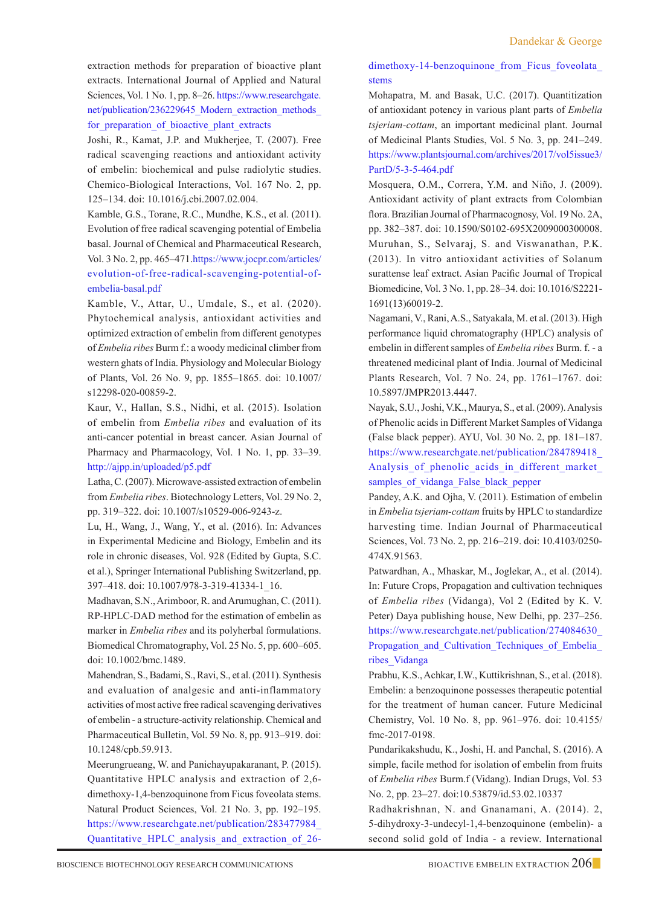extraction methods for preparation of bioactive plant extracts. International Journal of Applied and Natural Sciences, Vol. 1 No. 1, pp. 8–26. https://www.researchgate.net/publication/236229645_Modern_extraction_methods_for_preparation_of_bioactive_plant_extracts

Joshi, R., Kamat, J.P. and Mukherjee, T. (2007). Free radical scavenging reactions and antioxidant activity of embelin: biochemical and pulse radiolytic studies. Chemico-Biological Interactions, Vol. 167 No. 2, pp. 125–134. doi: 10.1016/j.cbi.2007.02.004.

Kamble, G.S., Torane, R.C., Mundhe, K.S., et al. (2011). Evolution of free radical scavenging potential of Embelia basal. Journal of Chemical and Pharmaceutical Research, Vol. 3 No. 2, pp. 465–471.https://www.jocpr.com/articles/evolution-of-free-radical-scavenging-potential-of-embelia-basal.pdf

Kamble, V., Attar, U., Umdale, S., et al. (2020). Phytochemical analysis, antioxidant activities and optimized extraction of embelin from different genotypes of *Embelia ribes* Burm f.: a woody medicinal climber from western ghats of India. Physiology and Molecular Biology of Plants, Vol. 26 No. 9, pp. 1855–1865. doi: 10.1007/s12298-020-00859-2.

Kaur, V., Hallan, S.S., Nidhi, et al. (2015). Isolation of embelin from *Embelia ribes* and evaluation of its anti-cancer potential in breast cancer. Asian Journal of Pharmacy and Pharmacology, Vol. 1 No. 1, pp. 33–39. http://ajpp.in/uploaded/p5.pdf

Latha, C. (2007). Microwave-assisted extraction of embelin from *Embelia ribes*. Biotechnology Letters, Vol. 29 No. 2, pp. 319–322. doi: 10.1007/s10529-006-9243-z.

Lu, H., Wang, J., Wang, Y., et al. (2016). In: Advances in Experimental Medicine and Biology, Embelin and its role in chronic diseases, Vol. 928 (Edited by Gupta, S.C. et al.), Springer International Publishing Switzerland, pp. 397–418. doi: 10.1007/978-3-319-41334-1_16.

Madhavan, S.N., Arimboor, R. and Arumughan, C. (2011). RP-HPLC-DAD method for the estimation of embelin as marker in *Embelia ribes* and its polyherbal formulations. Biomedical Chromatography, Vol. 25 No. 5, pp. 600–605. doi: 10.1002/bmc.1489.

Mahendran, S., Badami, S., Ravi, S., et al. (2011). Synthesis and evaluation of analgesic and anti-inflammatory activities of most active free radical scavenging derivatives of embelin - a structure-activity relationship. Chemical and Pharmaceutical Bulletin, Vol. 59 No. 8, pp. 913–919. doi: 10.1248/cpb.59.913.

Meerungrueang, W. and Panichayupakaranant, P. (2015). Quantitative HPLC analysis and extraction of 2,6-dimethoxy-1,4-benzoquinone from Ficus foveolata stems. Natural Product Sciences, Vol. 21 No. 3, pp. 192–195. https://www.researchgate.net/publication/283477984_Quantitative_HPLC_analysis_and_extraction_of_26-dimethoxy-14-benzoquinone_from_Ficus_foveolata_stems

Mohapatra, M. and Basak, U.C. (2017). Quantitization of antioxidant potency in various plant parts of *Embelia tsjeriam-cottam*, an important medicinal plant. Journal of Medicinal Plants Studies, Vol. 5 No. 3, pp. 241–249. https://www.plantsjournal.com/archives/2017/vol5issue3/PartD/5-3-5-464.pdf

Mosquera, O.M., Correra, Y.M. and Niño, J. (2009). Antioxidant activity of plant extracts from Colombian flora. Brazilian Journal of Pharmacognosy, Vol. 19 No. 2A, pp. 382–387. doi: 10.1590/S0102-695X2009000300008.

Muruhan, S., Selvaraj, S. and Viswanathan, P.K. (2013). In vitro antioxidant activities of Solanum surattense leaf extract. Asian Pacific Journal of Tropical Biomedicine, Vol. 3 No. 1, pp. 28–34. doi: 10.1016/S2221-1691(13)60019-2.

Nagamani, V., Rani, A.S., Satyakala, M. et al. (2013). High performance liquid chromatography (HPLC) analysis of embelin in different samples of *Embelia ribes* Burm. f. - a threatened medicinal plant of India. Journal of Medicinal Plants Research, Vol. 7 No. 24, pp. 1761–1767. doi: 10.5897/JMPR2013.4447.

Nayak, S.U., Joshi, V.K., Maurya, S., et al. (2009). Analysis of Phenolic acids in Different Market Samples of Vidanga (False black pepper). AYU, Vol. 30 No. 2, pp. 181–187. https://www.researchgate.net/publication/284789418_Analysis_of_phenolic_acids_in_different_market_samples_of_vidanga_False_black_pepper

Pandey, A.K. and Ojha, V. (2011). Estimation of embelin in *Embelia tsjeriam-cottam* fruits by HPLC to standardize harvesting time. Indian Journal of Pharmaceutical Sciences, Vol. 73 No. 2, pp. 216–219. doi: 10.4103/0250-474X.91563.

Patwardhan, A., Mhaskar, M., Joglekar, A., et al. (2014). In: Future Crops, Propagation and cultivation techniques of *Embelia ribes* (Vidanga), Vol 2 (Edited by K. V. Peter) Daya publishing house, New Delhi, pp. 237–256. https://www.researchgate.net/publication/274084630_Propagation_and_Cultivation_Techniques_of_Embelia_ribes_Vidanga

Prabhu, K.S., Achkar, I.W., Kuttikrishnan, S., et al. (2018). Embelin: a benzoquinone possesses therapeutic potential for the treatment of human cancer. Future Medicinal Chemistry, Vol. 10 No. 8, pp. 961–976. doi: 10.4155/fmc-2017-0198.

Pundarikakshudu, K., Joshi, H. and Panchal, S. (2016). A simple, facile method for isolation of embelin from fruits of *Embelia ribes* Burm.f (Vidang). Indian Drugs, Vol. 53 No. 2, pp. 23–27. doi:10.53879/id.53.02.10337

Radhakrishnan, N. and Gnanamani, A. (2014). 2, 5-dihydroxy-3-undecyl-1,4-benzoquinone (embelin)- a second solid gold of India - a review. International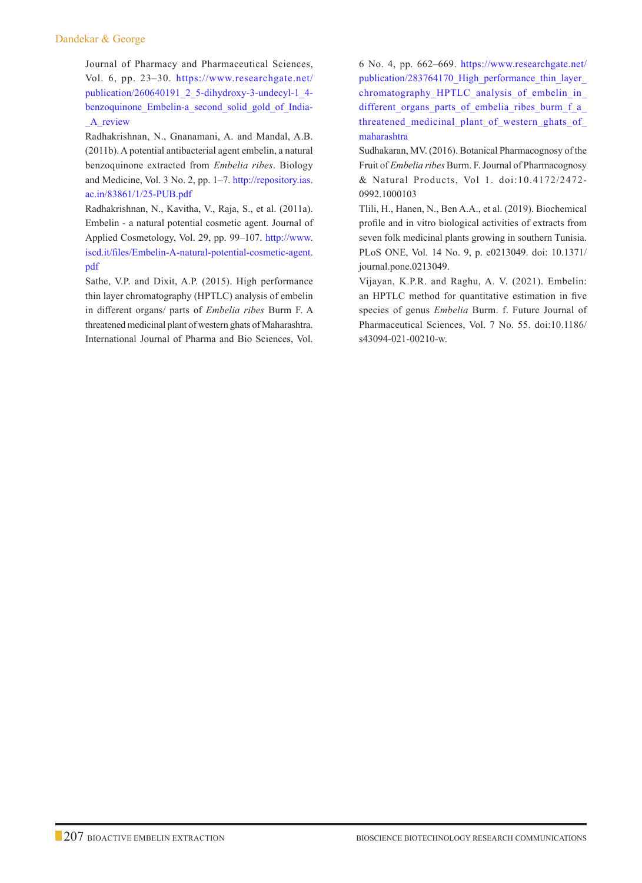Journal of Pharmacy and Pharmaceutical Sciences, Vol. 6, pp. 23–30. https://www.researchgate.net/publication/260640191_2_5-dihydroxy-3-undecyl-1_4-benzoquinone_Embelin-a_second_solid_gold_of_India-_A_review

Radhakrishnan, N., Gnanamani, A. and Mandal, A.B. (2011b). A potential antibacterial agent embelin, a natural benzoquinone extracted from *Embelia ribes*. Biology and Medicine, Vol. 3 No. 2, pp. 1–7. http://repository.ias.ac.in/83861/1/25-PUB.pdf

Radhakrishnan, N., Kavitha, V., Raja, S., et al. (2011a). Embelin - a natural potential cosmetic agent. Journal of Applied Cosmetology, Vol. 29, pp. 99–107. http://www.iscd.it/files/Embelin-A-natural-potential-cosmetic-agent.pdf

Sathe, V.P. and Dixit, A.P. (2015). High performance thin layer chromatography (HPTLC) analysis of embelin in different organs/ parts of *Embelia ribes* Burm F. A threatened medicinal plant of western ghats of Maharashtra. International Journal of Pharma and Bio Sciences, Vol. 6 No. 4, pp. 662–669. https://www.researchgate.net/publication/283764170_High_performance_thin_layer_chromatography_HPTLC_analysis_of_embelin_in_different_organs_parts_of_embelia_ribes_burm_f_a_threatened_medicinal_plant_of_western_ghats_of_maharashtra

Sudhakaran, MV. (2016). Botanical Pharmacognosy of the Fruit of *Embelia ribes* Burm. F. Journal of Pharmacognosy & Natural Products, Vol 1. doi:10.4172/2472-0992.1000103

Tlili, H., Hanen, N., Ben A.A., et al. (2019). Biochemical profile and in vitro biological activities of extracts from seven folk medicinal plants growing in southern Tunisia. PLoS ONE, Vol. 14 No. 9, p. e0213049. doi: 10.1371/journal.pone.0213049.

Vijayan, K.P.R. and Raghu, A. V. (2021). Embelin: an HPTLC method for quantitative estimation in five species of genus *Embelia* Burm. f. Future Journal of Pharmaceutical Sciences, Vol. 7 No. 55. doi:10.1186/s43094-021-00210-w.